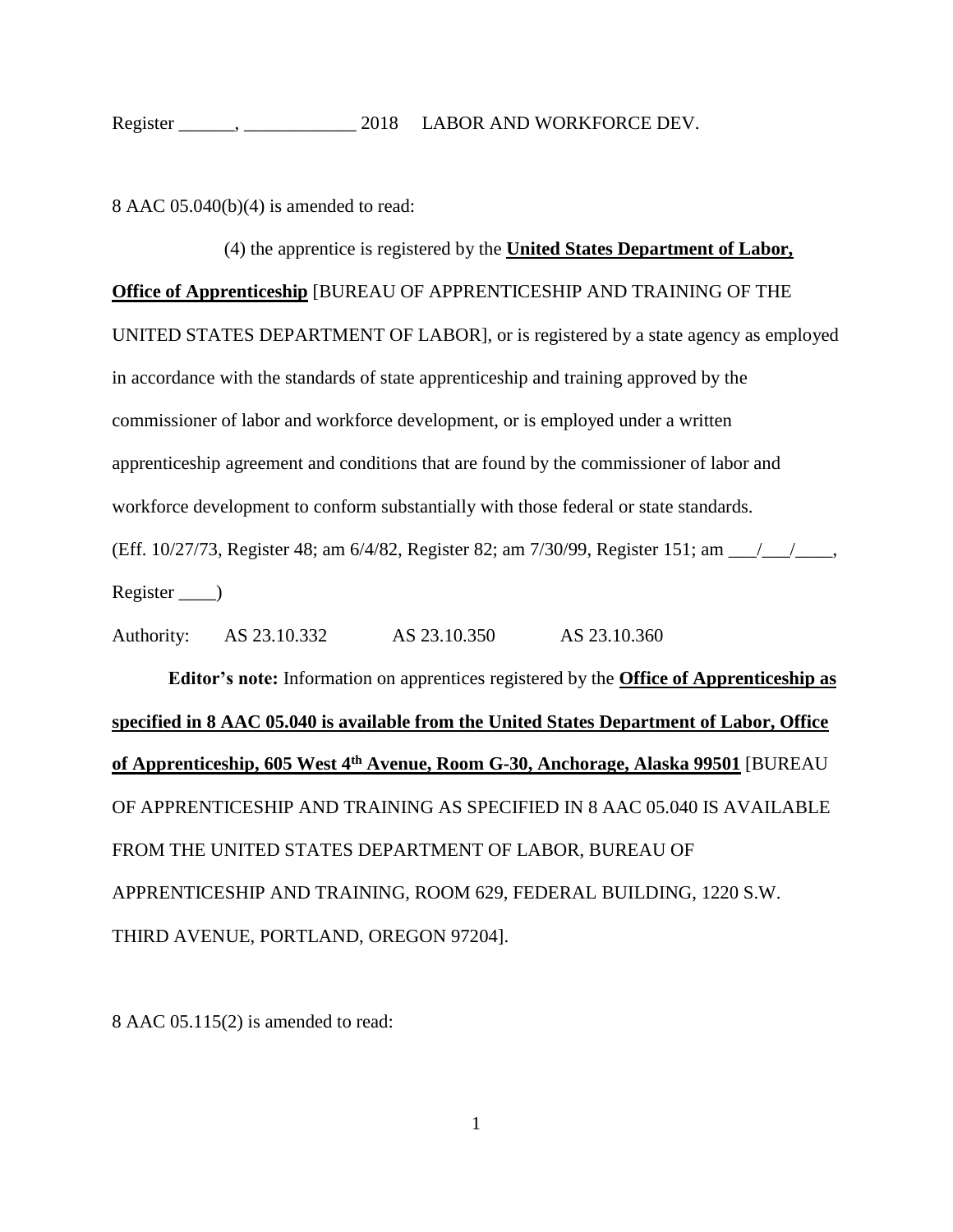8 AAC 05.040(b)(4) is amended to read:

(4) the apprentice is registered by the **United States Department of Labor, Office of Apprenticeship** [BUREAU OF APPRENTICESHIP AND TRAINING OF THE UNITED STATES DEPARTMENT OF LABOR], or is registered by a state agency as employed in accordance with the standards of state apprenticeship and training approved by the commissioner of labor and workforce development, or is employed under a written apprenticeship agreement and conditions that are found by the commissioner of labor and workforce development to conform substantially with those federal or state standards.

(Eff. 10/27/73, Register 48; am 6/4/82, Register 82; am 7/30/99, Register 151; am \_\_\_/\_\_\_/\_\_\_\_, Register \_\_\_\_)

Authority: AS 23.10.332 AS 23.10.350 AS 23.10.360

**Editor's note:** Information on apprentices registered by the **Office of Apprenticeship as specified in 8 AAC 05.040 is available from the United States Department of Labor, Office of Apprenticeship, 605 West 4th Avenue, Room G-30, Anchorage, Alaska 99501** [BUREAU OF APPRENTICESHIP AND TRAINING AS SPECIFIED IN 8 AAC 05.040 IS AVAILABLE FROM THE UNITED STATES DEPARTMENT OF LABOR, BUREAU OF APPRENTICESHIP AND TRAINING, ROOM 629, FEDERAL BUILDING, 1220 S.W. THIRD AVENUE, PORTLAND, OREGON 97204].

8 AAC 05.115(2) is amended to read: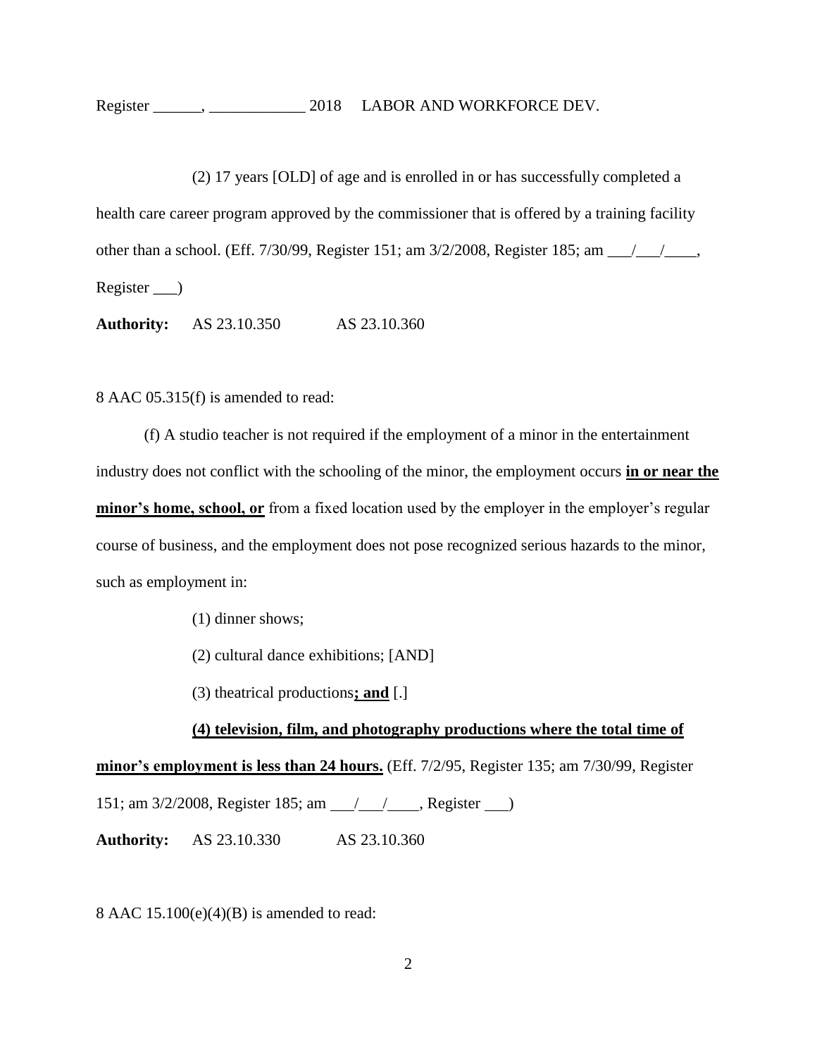(2) 17 years [OLD] of age and is enrolled in or has successfully completed a health care career program approved by the commissioner that is offered by a training facility other than a school. (Eff. 7/30/99, Register 151; am 3/2/2008, Register 185; am ___/___/____, Register ___)

**Authority:** AS 23.10.350 AS 23.10.360

8 AAC 05.315(f) is amended to read:

(f) A studio teacher is not required if the employment of a minor in the entertainment industry does not conflict with the schooling of the minor, the employment occurs **in or near the minor's home, school, or** from a fixed location used by the employer in the employer's regular course of business, and the employment does not pose recognized serious hazards to the minor, such as employment in:

(1) dinner shows;

(2) cultural dance exhibitions; [AND]

(3) theatrical productions**; and** [.]

**(4) television, film, and photography productions where the total time of minor's employment is less than 24 hours.** (Eff. 7/2/95, Register 135; am 7/30/99, Register 151; am 3/2/2008, Register 185; am ___/___/____, Register ___)

**Authority:** AS 23.10.330 AS 23.10.360

8 AAC 15.100(e)(4)(B) is amended to read: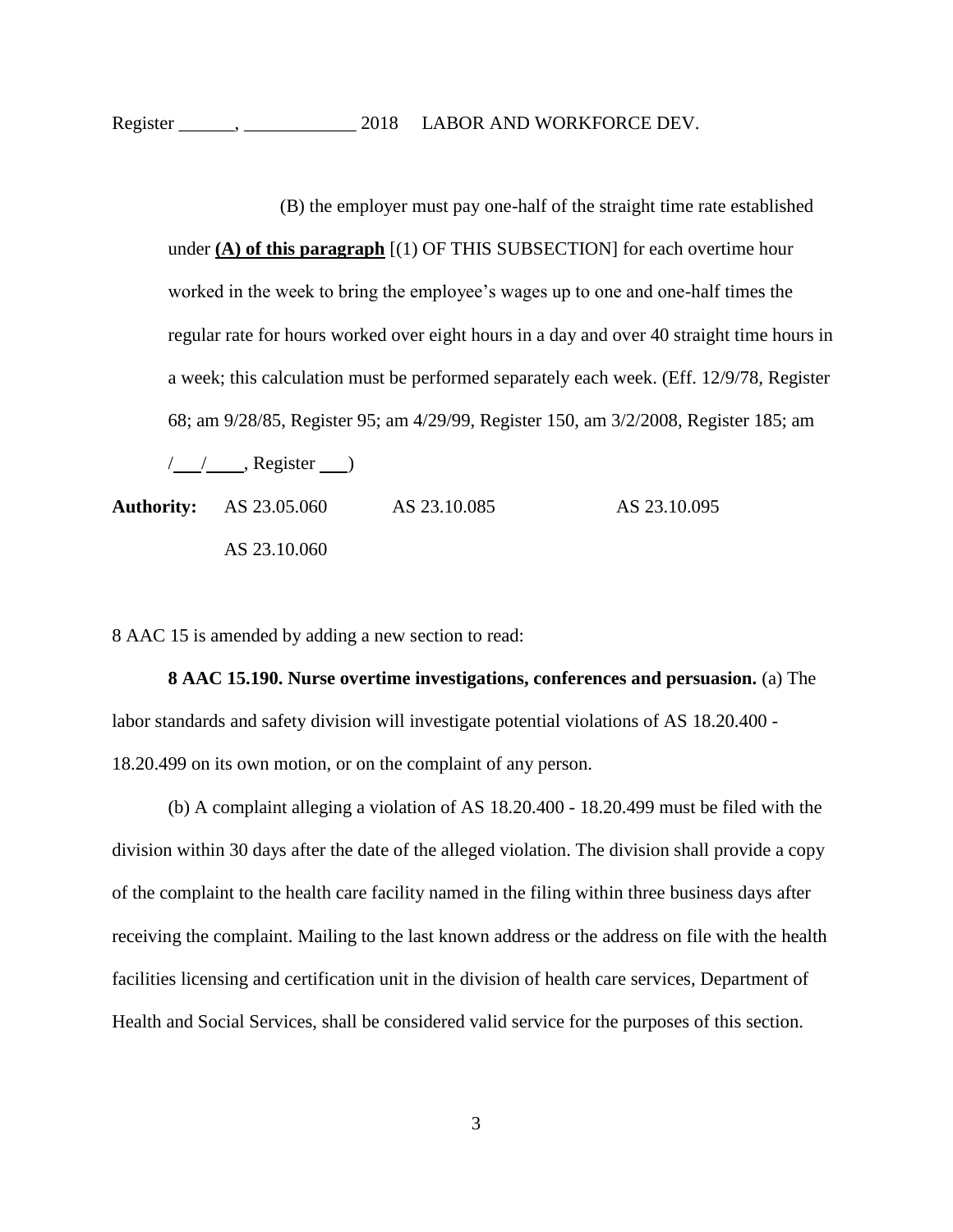(B) the employer must pay one-half of the straight time rate established under **<u>(A) of this paragraph</u>** [(1) OF THIS SUBSECTION] for each overtime hour worked in the week to bring the employee's wages up to one and one-half times the regular rate for hours worked over eight hours in a day and over 40 straight time hours in a week; this calculation must be performed separately each week. (Eff. 12/9/78, Register 68; am 9/28/85, Register 95; am 4/29/99, Register 150, am 3/2/2008, Register 185; am \_\_\_/\_\_\_\_, Register \_\_\_)

**Authority:** AS 23.05.060 AS 23.10.085 AS 23.10.095 AS 23.10.060

8 AAC 15 is amended by adding a new section to read:

**8 AAC 15.190. Nurse overtime investigations, conferences and persuasion.** (a) The labor standards and safety division will investigate potential violations of AS 18.20.400 - 18.20.499 on its own motion, or on the complaint of any person.

(b) A complaint alleging a violation of AS 18.20.400 - 18.20.499 must be filed with the division within 30 days after the date of the alleged violation. The division shall provide a copy of the complaint to the health care facility named in the filing within three business days after receiving the complaint. Mailing to the last known address or the address on file with the health facilities licensing and certification unit in the division of health care services, Department of Health and Social Services, shall be considered valid service for the purposes of this section.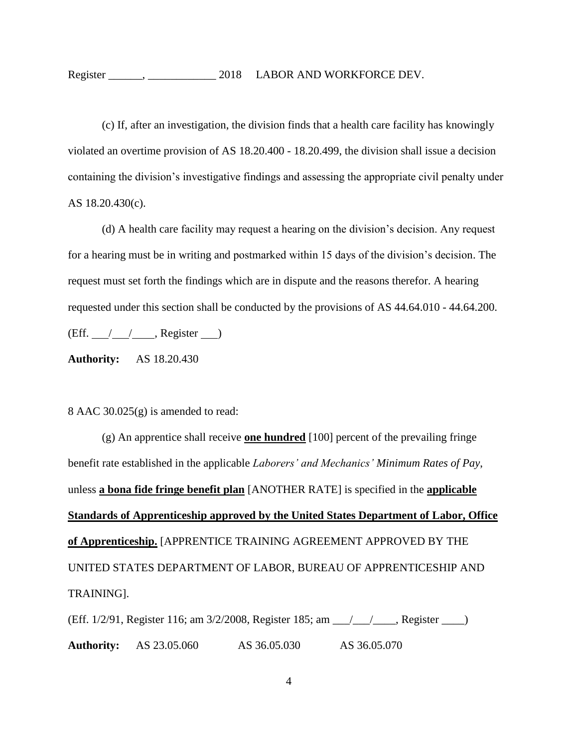(c) If, after an investigation, the division finds that a health care facility has knowingly violated an overtime provision of AS 18.20.400 - 18.20.499, the division shall issue a decision containing the division's investigative findings and assessing the appropriate civil penalty under AS 18.20.430(c).

(d) A health care facility may request a hearing on the division's decision. Any request for a hearing must be in writing and postmarked within 15 days of the division's decision. The request must set forth the findings which are in dispute and the reasons therefor. A hearing requested under this section shall be conducted by the provisions of AS 44.64.010 - 44.64.200. (Eff. ___/___/____, Register ___)

**Authority:** AS 18.20.430

8 AAC 30.025(g) is amended to read:

(g) An apprentice shall receive **one hundred** [100] percent of the prevailing fringe benefit rate established in the applicable *Laborers' and Mechanics' Minimum Rates of Pay*, unless **a bona fide fringe benefit plan** [ANOTHER RATE] is specified in the **applicable Standards of Apprenticeship approved by the United States Department of Labor, Office of Apprenticeship.** [APPRENTICE TRAINING AGREEMENT APPROVED BY THE UNITED STATES DEPARTMENT OF LABOR, BUREAU OF APPRENTICESHIP AND TRAINING].

(Eff. 1/2/91, Register 116; am 3/2/2008, Register 185; am ___/___/____, Register ____)

**Authority:** AS 23.05.060 AS 36.05.030 AS 36.05.070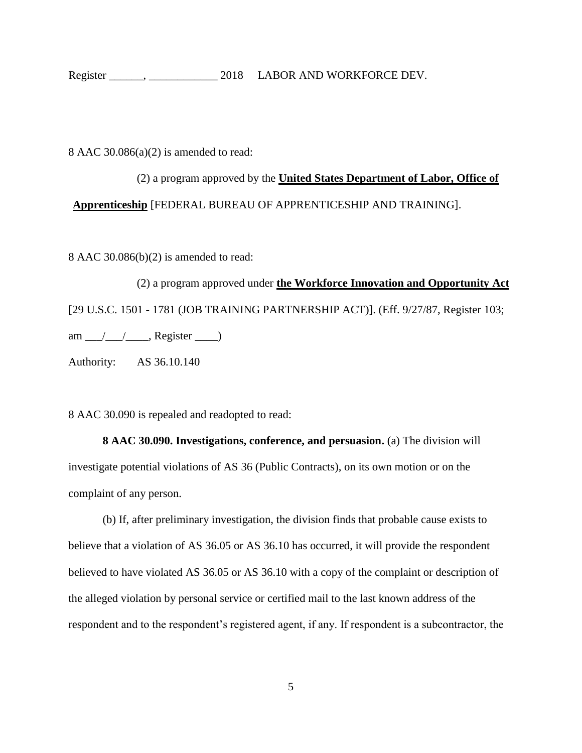8 AAC 30.086(a)(2) is amended to read:

(2) a program approved by the **United States Department of Labor, Office of Apprenticeship** [FEDERAL BUREAU OF APPRENTICESHIP AND TRAINING].

8 AAC 30.086(b)(2) is amended to read:

(2) a program approved under **the Workforce Innovation and Opportunity Act** [29 U.S.C. 1501 - 1781 (JOB TRAINING PARTNERSHIP ACT)]. (Eff. 9/27/87, Register 103; am ___/___/____, Register ____)

Authority: AS 36.10.140

8 AAC 30.090 is repealed and readopted to read:

**8 AAC 30.090. Investigations, conference, and persuasion.** (a) The division will investigate potential violations of AS 36 (Public Contracts), on its own motion or on the complaint of any person.

(b) If, after preliminary investigation, the division finds that probable cause exists to believe that a violation of AS 36.05 or AS 36.10 has occurred, it will provide the respondent believed to have violated AS 36.05 or AS 36.10 with a copy of the complaint or description of the alleged violation by personal service or certified mail to the last known address of the respondent and to the respondent's registered agent, if any. If respondent is a subcontractor, the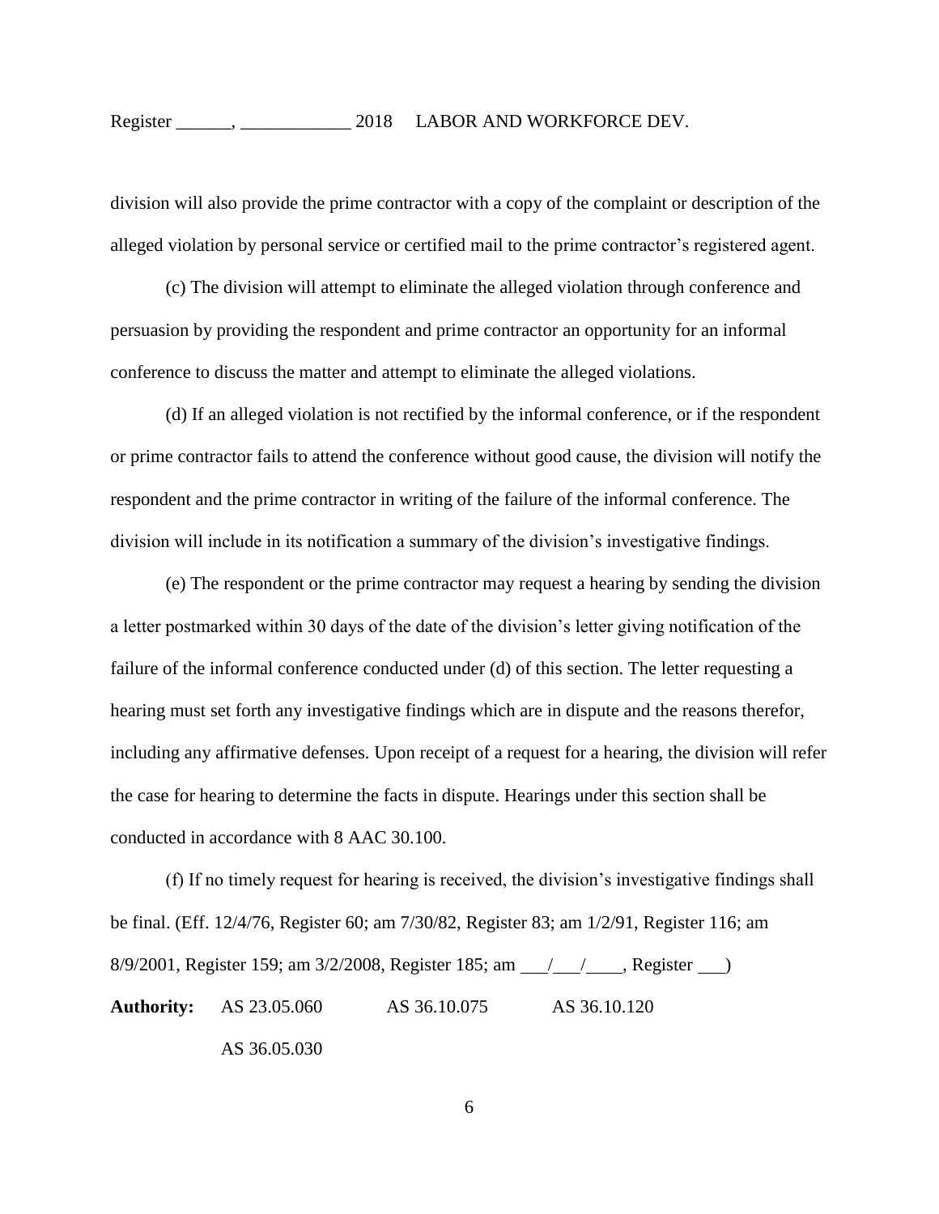division will also provide the prime contractor with a copy of the complaint or description of the alleged violation by personal service or certified mail to the prime contractor's registered agent.

(c) The division will attempt to eliminate the alleged violation through conference and persuasion by providing the respondent and prime contractor an opportunity for an informal conference to discuss the matter and attempt to eliminate the alleged violations.

(d) If an alleged violation is not rectified by the informal conference, or if the respondent or prime contractor fails to attend the conference without good cause, the division will notify the respondent and the prime contractor in writing of the failure of the informal conference. The division will include in its notification a summary of the division's investigative findings.

(e) The respondent or the prime contractor may request a hearing by sending the division a letter postmarked within 30 days of the date of the division's letter giving notification of the failure of the informal conference conducted under (d) of this section. The letter requesting a hearing must set forth any investigative findings which are in dispute and the reasons therefor, including any affirmative defenses. Upon receipt of a request for a hearing, the division will refer the case for hearing to determine the facts in dispute. Hearings under this section shall be conducted in accordance with 8 AAC 30.100.

(f) If no timely request for hearing is received, the division's investigative findings shall be final. (Eff. 12/4/76, Register 60; am 7/30/82, Register 83; am 1/2/91, Register 116; am 8/9/2001, Register 159; am 3/2/2008, Register 185; am \_\_\_/\_\_\_/\_\_\_\_, Register \_\_\_)

**Authority:** AS 23.05.060 AS 36.10.075 AS 36.10.120

AS 36.05.030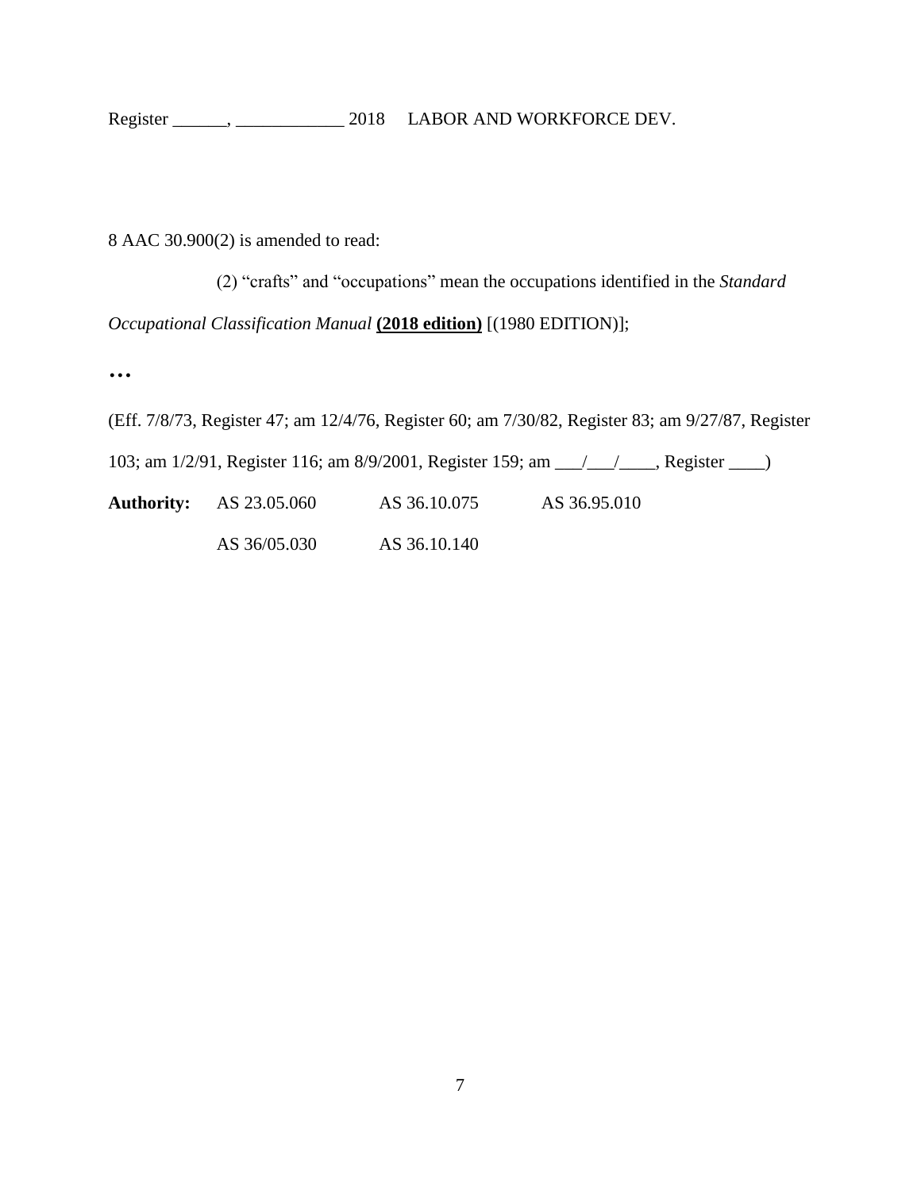8 AAC 30.900(2) is amended to read:

(2) "crafts" and "occupations" mean the occupations identified in the *Standard Occupational Classification Manual* **<u>(2018 edition)</u>** [(1980 EDITION)];

**…**

(Eff. 7/8/73, Register 47; am 12/4/76, Register 60; am 7/30/82, Register 83; am 9/27/87, Register 103; am 1/2/91, Register 116; am 8/9/2001, Register 159; am ___/___/____, Register ____)

**Authority:** AS 23.05.060 AS 36.10.075 AS 36.95.010

AS 36/05.030 AS 36.10.140